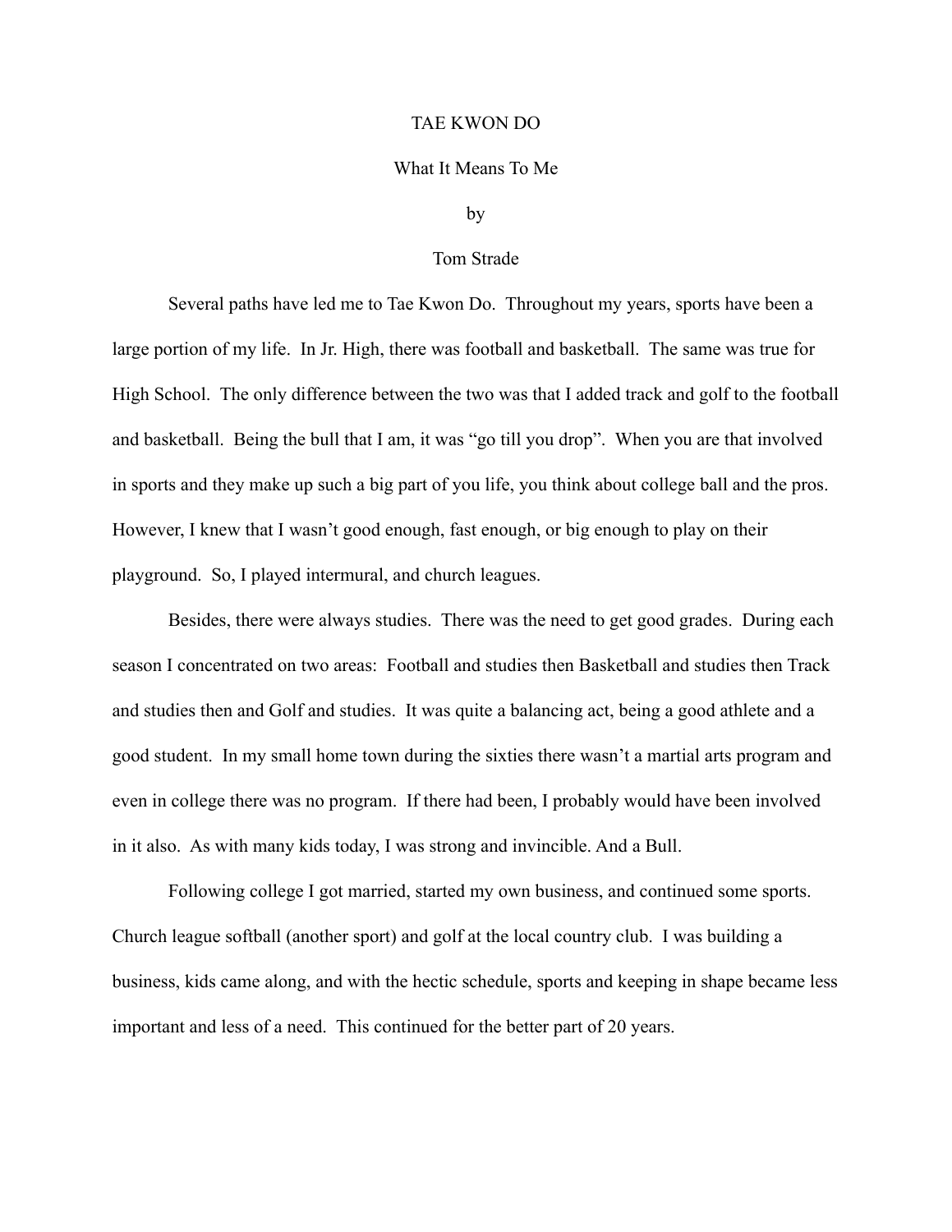# TAE KWON DO

## What It Means To Me

by

Tom Strade

Several paths have led me to Tae Kwon Do. Throughout my years, sports have been a large portion of my life. In Jr. High, there was football and basketball. The same was true for High School. The only difference between the two was that I added track and golf to the football and basketball. Being the bull that I am, it was "go till you drop". When you are that involved in sports and they make up such a big part of you life, you think about college ball and the pros. However, I knew that I wasn't good enough, fast enough, or big enough to play on their playground. So, I played intermural, and church leagues.

Besides, there were always studies. There was the need to get good grades. During each season I concentrated on two areas: Football and studies then Basketball and studies then Track and studies then and Golf and studies. It was quite a balancing act, being a good athlete and a good student. In my small home town during the sixties there wasn't a martial arts program and even in college there was no program. If there had been, I probably would have been involved in it also. As with many kids today, I was strong and invincible. And a Bull.

Following college I got married, started my own business, and continued some sports. Church league softball (another sport) and golf at the local country club. I was building a business, kids came along, and with the hectic schedule, sports and keeping in shape became less important and less of a need. This continued for the better part of 20 years.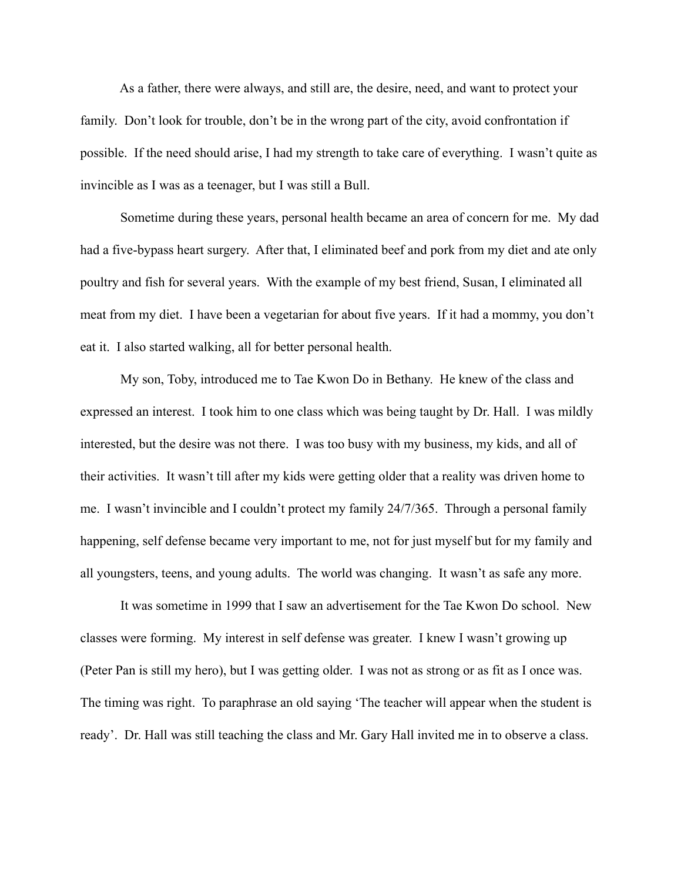As a father, there were always, and still are, the desire, need, and want to protect your family. Don't look for trouble, don't be in the wrong part of the city, avoid confrontation if possible. If the need should arise, I had my strength to take care of everything. I wasn't quite as invincible as I was as a teenager, but I was still a Bull.

Sometime during these years, personal health became an area of concern for me. My dad had a five-bypass heart surgery. After that, I eliminated beef and pork from my diet and ate only poultry and fish for several years. With the example of my best friend, Susan, I eliminated all meat from my diet. I have been a vegetarian for about five years. If it had a mommy, you don't eat it. I also started walking, all for better personal health.

My son, Toby, introduced me to Tae Kwon Do in Bethany. He knew of the class and expressed an interest. I took him to one class which was being taught by Dr. Hall. I was mildly interested, but the desire was not there. I was too busy with my business, my kids, and all of their activities. It wasn't till after my kids were getting older that a reality was driven home to me. I wasn't invincible and I couldn't protect my family 24/7/365. Through a personal family happening, self defense became very important to me, not for just myself but for my family and all youngsters, teens, and young adults. The world was changing. It wasn't as safe any more.

It was sometime in 1999 that I saw an advertisement for the Tae Kwon Do school. New classes were forming. My interest in self defense was greater. I knew I wasn't growing up (Peter Pan is still my hero), but I was getting older. I was not as strong or as fit as I once was. The timing was right. To paraphrase an old saying 'The teacher will appear when the student is ready'. Dr. Hall was still teaching the class and Mr. Gary Hall invited me in to observe a class.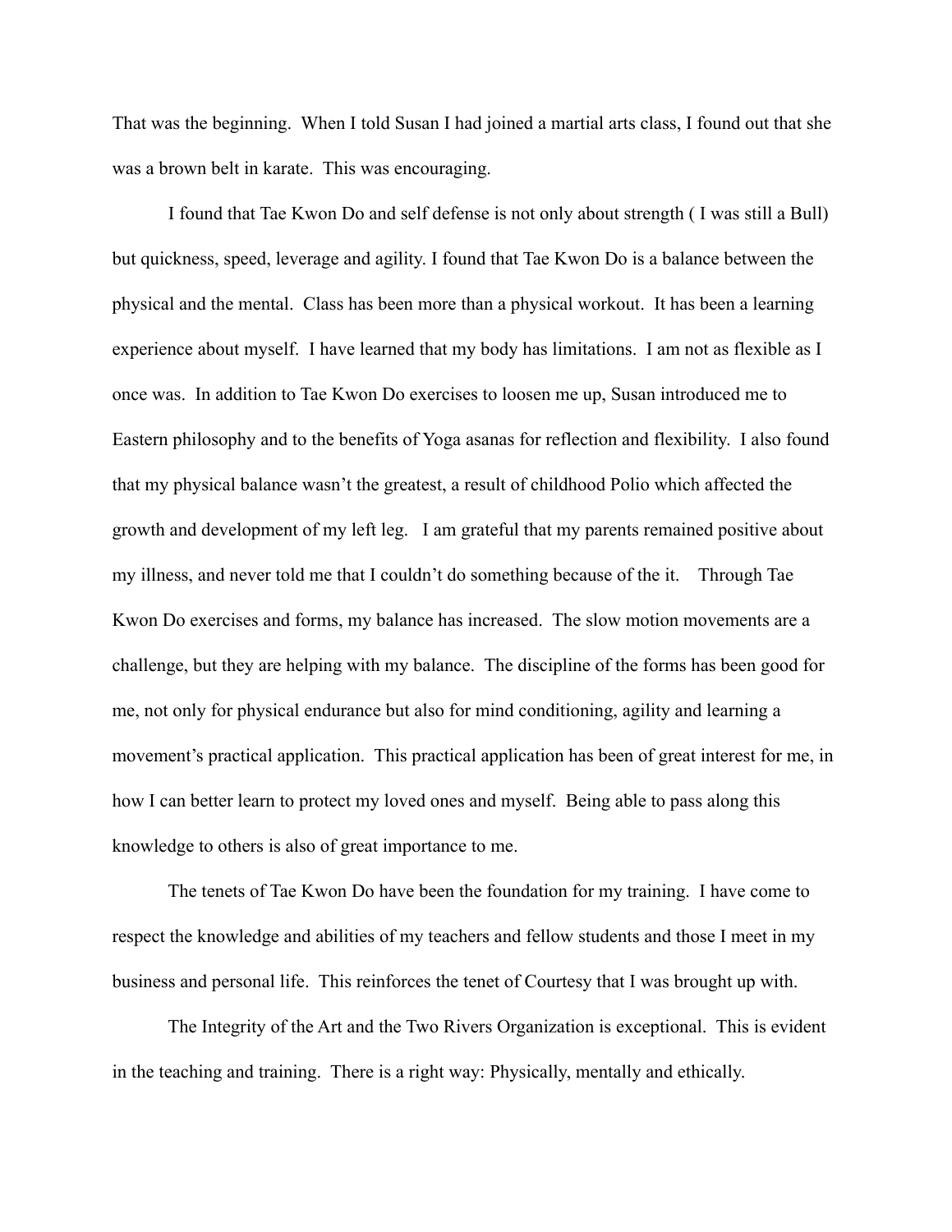That was the beginning. When I told Susan I had joined a martial arts class, I found out that she was a brown belt in karate. This was encouraging.

I found that Tae Kwon Do and self defense is not only about strength ( I was still a Bull) but quickness, speed, leverage and agility. I found that Tae Kwon Do is a balance between the physical and the mental. Class has been more than a physical workout. It has been a learning experience about myself. I have learned that my body has limitations. I am not as flexible as I once was. In addition to Tae Kwon Do exercises to loosen me up, Susan introduced me to Eastern philosophy and to the benefits of Yoga asanas for reflection and flexibility. I also found that my physical balance wasn't the greatest, a result of childhood Polio which affected the growth and development of my left leg. I am grateful that my parents remained positive about my illness, and never told me that I couldn't do something because of the it. Through Tae Kwon Do exercises and forms, my balance has increased. The slow motion movements are a challenge, but they are helping with my balance. The discipline of the forms has been good for me, not only for physical endurance but also for mind conditioning, agility and learning a movement's practical application. This practical application has been of great interest for me, in how I can better learn to protect my loved ones and myself. Being able to pass along this knowledge to others is also of great importance to me.

The tenets of Tae Kwon Do have been the foundation for my training. I have come to respect the knowledge and abilities of my teachers and fellow students and those I meet in my business and personal life. This reinforces the tenet of Courtesy that I was brought up with.

The Integrity of the Art and the Two Rivers Organization is exceptional. This is evident in the teaching and training. There is a right way: Physically, mentally and ethically.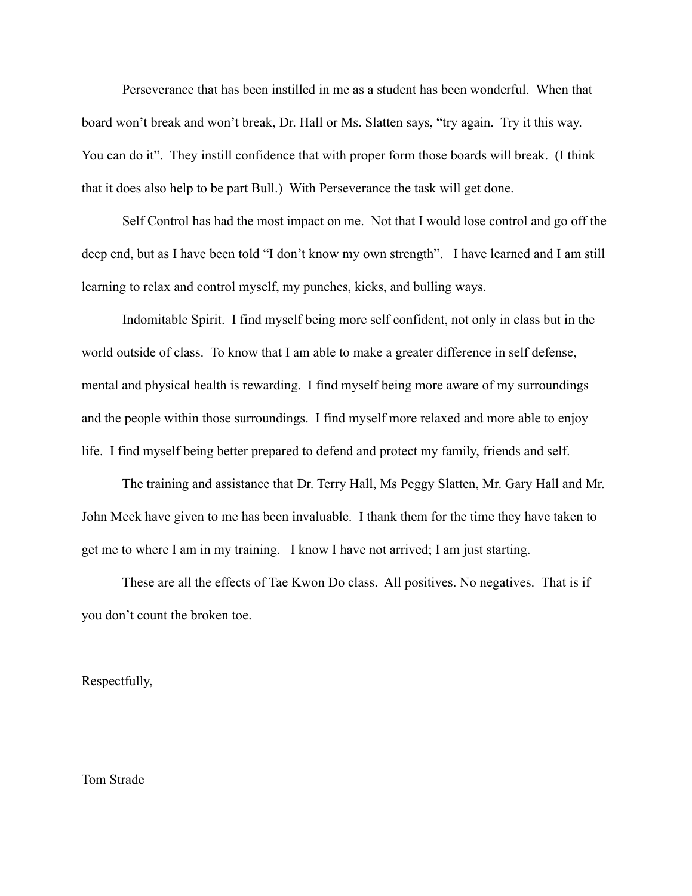Perseverance that has been instilled in me as a student has been wonderful. When that board won't break and won't break, Dr. Hall or Ms. Slatten says, "try again. Try it this way. You can do it". They instill confidence that with proper form those boards will break. (I think that it does also help to be part Bull.) With Perseverance the task will get done.

Self Control has had the most impact on me. Not that I would lose control and go off the deep end, but as I have been told "I don't know my own strength". I have learned and I am still learning to relax and control myself, my punches, kicks, and bulling ways.

Indomitable Spirit. I find myself being more self confident, not only in class but in the world outside of class. To know that I am able to make a greater difference in self defense, mental and physical health is rewarding. I find myself being more aware of my surroundings and the people within those surroundings. I find myself more relaxed and more able to enjoy life. I find myself being better prepared to defend and protect my family, friends and self.

The training and assistance that Dr. Terry Hall, Ms Peggy Slatten, Mr. Gary Hall and Mr. John Meek have given to me has been invaluable. I thank them for the time they have taken to get me to where I am in my training. I know I have not arrived; I am just starting.

These are all the effects of Tae Kwon Do class. All positives. No negatives. That is if you don't count the broken toe.

Respectfully,

Tom Strade